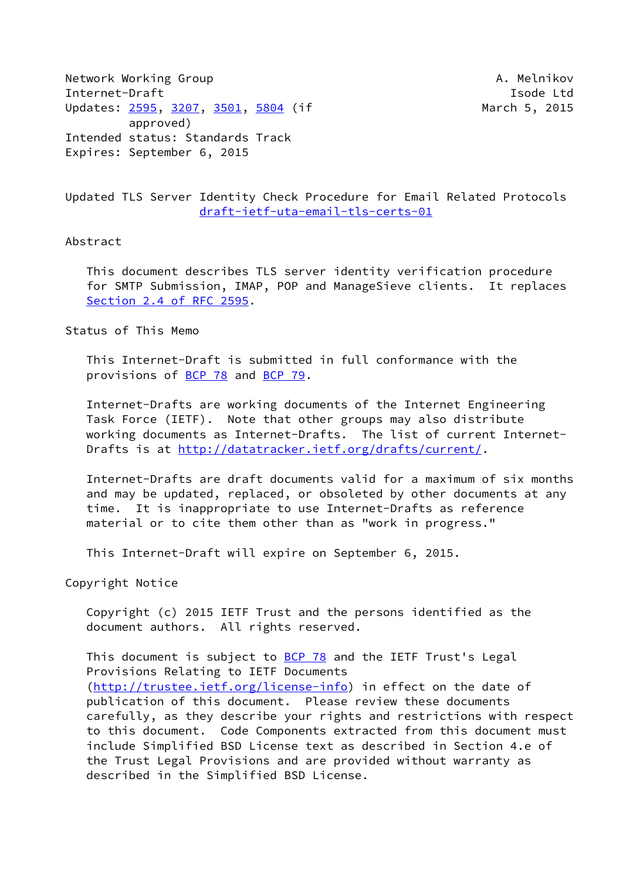Network Working Group A. Melnikov
Internet-Draft Isode Ltd
Updates: 2595, 3207, 3501, 5804 (if approved) March 5, 2015
Intended status: Standards Track
Expires: September 6, 2015

# Updated TLS Server Identity Check Procedure for Email Related Protocols

draft-ietf-uta-email-tls-certs-01

## Abstract

This document describes TLS server identity verification procedure for SMTP Submission, IMAP, POP and ManageSieve clients. It replaces Section 2.4 of RFC 2595.

## Status of This Memo

This Internet-Draft is submitted in full conformance with the provisions of BCP 78 and BCP 79.

Internet-Drafts are working documents of the Internet Engineering Task Force (IETF). Note that other groups may also distribute working documents as Internet-Drafts. The list of current Internet-Drafts is at http://datatracker.ietf.org/drafts/current/.

Internet-Drafts are draft documents valid for a maximum of six months and may be updated, replaced, or obsoleted by other documents at any time. It is inappropriate to use Internet-Drafts as reference material or to cite them other than as "work in progress."

This Internet-Draft will expire on September 6, 2015.

## Copyright Notice

Copyright (c) 2015 IETF Trust and the persons identified as the document authors. All rights reserved.

This document is subject to BCP 78 and the IETF Trust's Legal Provisions Relating to IETF Documents (http://trustee.ietf.org/license-info) in effect on the date of publication of this document. Please review these documents carefully, as they describe your rights and restrictions with respect to this document. Code Components extracted from this document must include Simplified BSD License text as described in Section 4.e of the Trust Legal Provisions and are provided without warranty as described in the Simplified BSD License.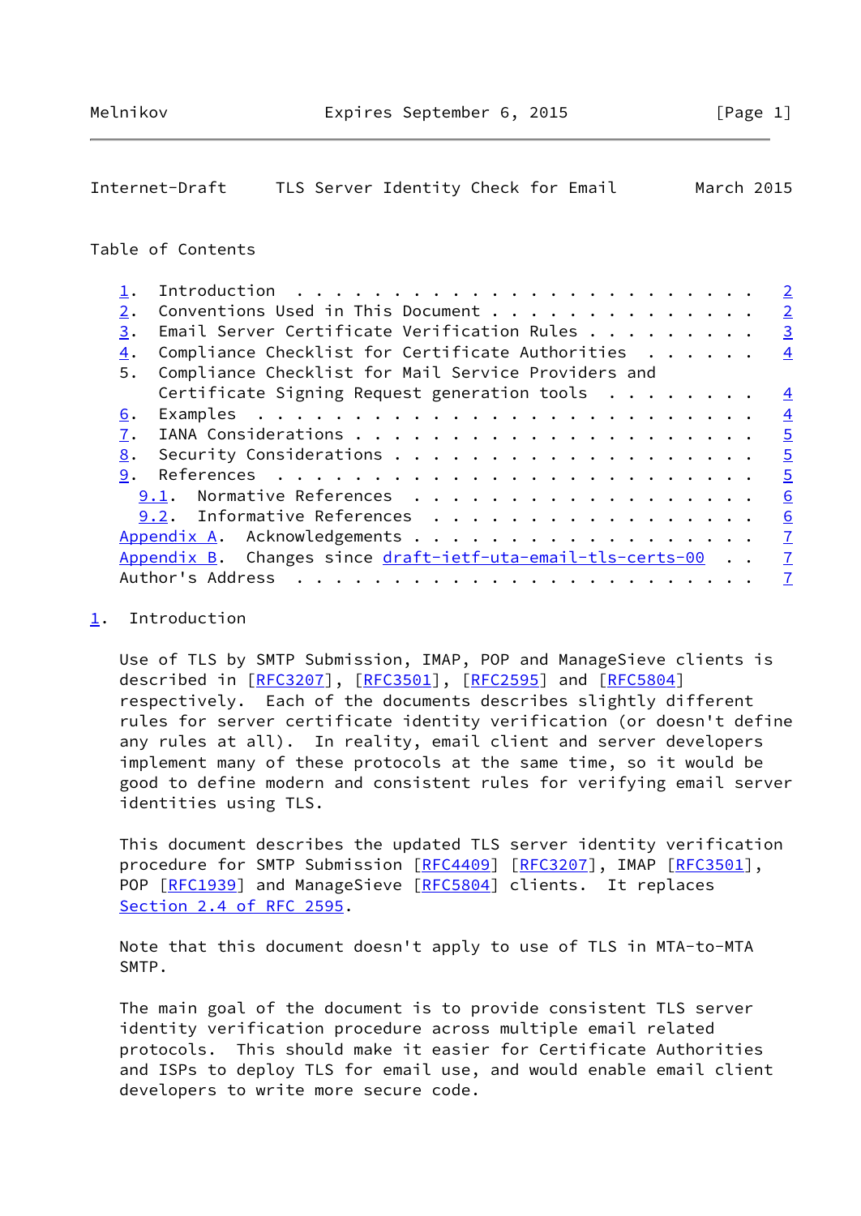## Table of Contents

- 1. Introduction . . . . . . . . . . . . . . . . . . . . . . . . 2
- 2. Conventions Used in This Document . . . . . . . . . . . . . 2
- 3. Email Server Certificate Verification Rules . . . . . . . . 3
- 4. Compliance Checklist for Certificate Authorities . . . . . . 4
- 5. Compliance Checklist for Mail Service Providers and Certificate Signing Request generation tools . . . . . . . . 4
- 6. Examples . . . . . . . . . . . . . . . . . . . . . . . . . . 4
- 7. IANA Considerations . . . . . . . . . . . . . . . . . . . . 5
- 8. Security Considerations . . . . . . . . . . . . . . . . . . 5
- 9. References . . . . . . . . . . . . . . . . . . . . . . . . . 5
  - 9.1. Normative References . . . . . . . . . . . . . . . . . . 6
  - 9.2. Informative References . . . . . . . . . . . . . . . . . 6
- Appendix A. Acknowledgements . . . . . . . . . . . . . . . . . . 7
- Appendix B. Changes since draft-ietf-uta-email-tls-certs-00 . . 7
- Author's Address . . . . . . . . . . . . . . . . . . . . . . . . 7

## 1. Introduction

Use of TLS by SMTP Submission, IMAP, POP and ManageSieve clients is described in [RFC3207], [RFC3501], [RFC2595] and [RFC5804] respectively. Each of the documents describes slightly different rules for server certificate identity verification (or doesn't define any rules at all). In reality, email client and server developers implement many of these protocols at the same time, so it would be good to define modern and consistent rules for verifying email server identities using TLS.

This document describes the updated TLS server identity verification procedure for SMTP Submission [RFC4409] [RFC3207], IMAP [RFC3501], POP [RFC1939] and ManageSieve [RFC5804] clients. It replaces Section 2.4 of RFC 2595.

Note that this document doesn't apply to use of TLS in MTA-to-MTA SMTP.

The main goal of the document is to provide consistent TLS server identity verification procedure across multiple email related protocols. This should make it easier for Certificate Authorities and ISPs to deploy TLS for email use, and would enable email client developers to write more secure code.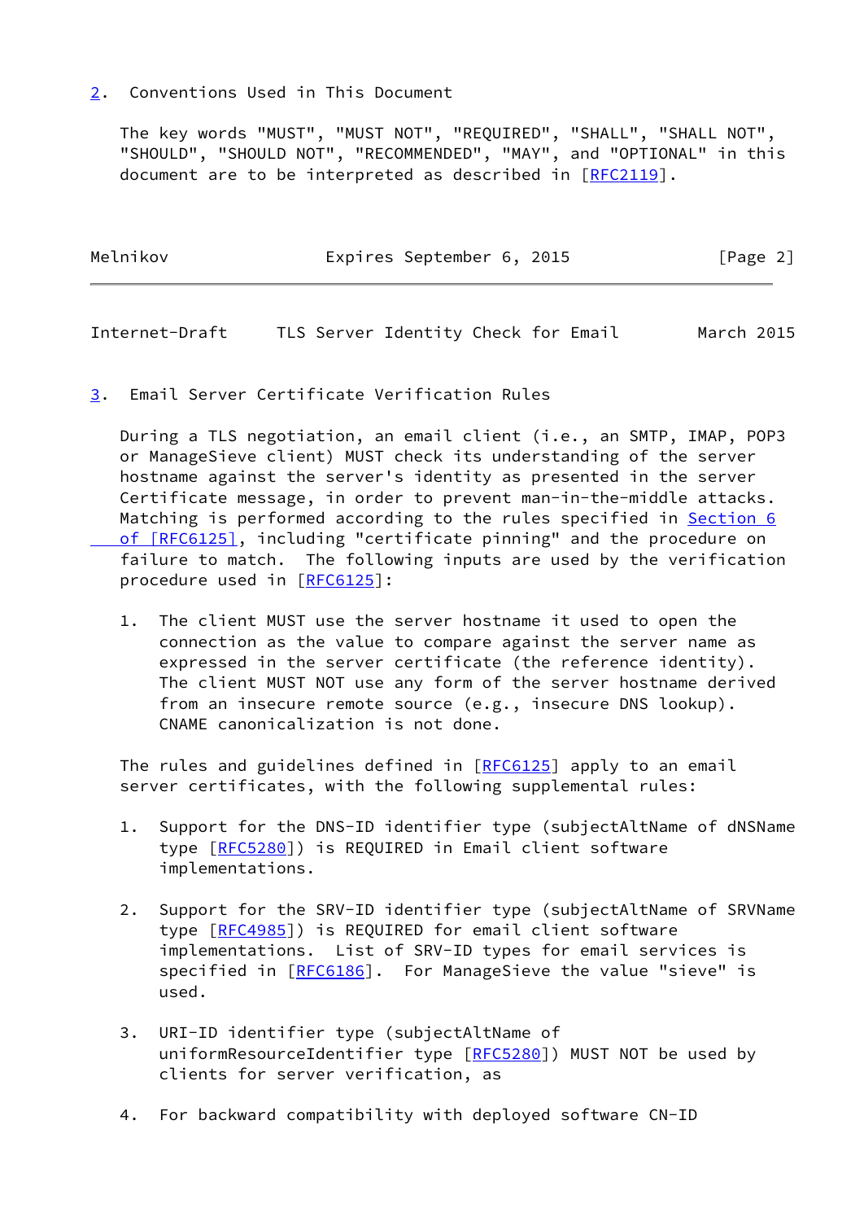## 2. Conventions Used in This Document

The key words "MUST", "MUST NOT", "REQUIRED", "SHALL", "SHALL NOT", "SHOULD", "SHOULD NOT", "RECOMMENDED", "MAY", and "OPTIONAL" in this document are to be interpreted as described in [RFC2119].

## 3. Email Server Certificate Verification Rules

During a TLS negotiation, an email client (i.e., an SMTP, IMAP, POP3 or ManageSieve client) MUST check its understanding of the server hostname against the server's identity as presented in the server Certificate message, in order to prevent man-in-the-middle attacks. Matching is performed according to the rules specified in Section 6 of [RFC6125], including "certificate pinning" and the procedure on failure to match. The following inputs are used by the verification procedure used in [RFC6125]:

1. The client MUST use the server hostname it used to open the connection as the value to compare against the server name as expressed in the server certificate (the reference identity). The client MUST NOT use any form of the server hostname derived from an insecure remote source (e.g., insecure DNS lookup). CNAME canonicalization is not done.

The rules and guidelines defined in [RFC6125] apply to an email server certificates, with the following supplemental rules:

1. Support for the DNS-ID identifier type (subjectAltName of dNSName type [RFC5280]) is REQUIRED in Email client software implementations.

2. Support for the SRV-ID identifier type (subjectAltName of SRVName type [RFC4985]) is REQUIRED for email client software implementations. List of SRV-ID types for email services is specified in [RFC6186]. For ManageSieve the value "sieve" is used.

3. URI-ID identifier type (subjectAltName of uniformResourceIdentifier type [RFC5280]) MUST NOT be used by clients for server verification, as

4. For backward compatibility with deployed software CN-ID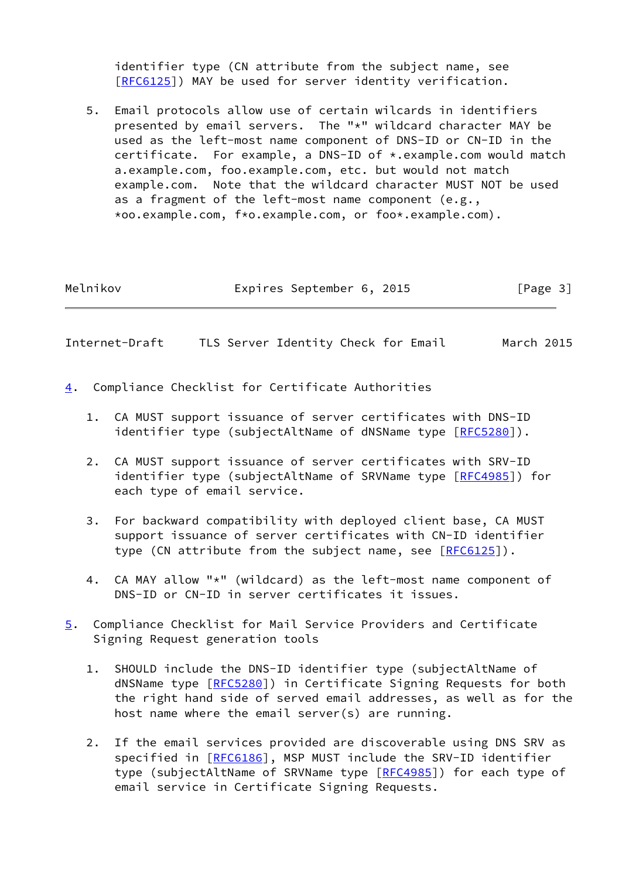identifier type (CN attribute from the subject name, see [RFC6125]) MAY be used for server identity verification.

5. Email protocols allow use of certain wilcards in identifiers presented by email servers. The "*" wildcard character MAY be used as the left-most name component of DNS-ID or CN-ID in the certificate. For example, a DNS-ID of *.example.com would match a.example.com, foo.example.com, etc. but would not match example.com. Note that the wildcard character MUST NOT be used as a fragment of the left-most name component (e.g., *oo.example.com, f*o.example.com, or foo*.example.com).

## 4. Compliance Checklist for Certificate Authorities

1. CA MUST support issuance of server certificates with DNS-ID identifier type (subjectAltName of dNSName type [RFC5280]).

2. CA MUST support issuance of server certificates with SRV-ID identifier type (subjectAltName of SRVName type [RFC4985]) for each type of email service.

3. For backward compatibility with deployed client base, CA MUST support issuance of server certificates with CN-ID identifier type (CN attribute from the subject name, see [RFC6125]).

4. CA MAY allow "*" (wildcard) as the left-most name component of DNS-ID or CN-ID in server certificates it issues.

## 5. Compliance Checklist for Mail Service Providers and Certificate Signing Request generation tools

1. SHOULD include the DNS-ID identifier type (subjectAltName of dNSName type [RFC5280]) in Certificate Signing Requests for both the right hand side of served email addresses, as well as for the host name where the email server(s) are running.

2. If the email services provided are discoverable using DNS SRV as specified in [RFC6186], MSP MUST include the SRV-ID identifier type (subjectAltName of SRVName type [RFC4985]) for each type of email service in Certificate Signing Requests.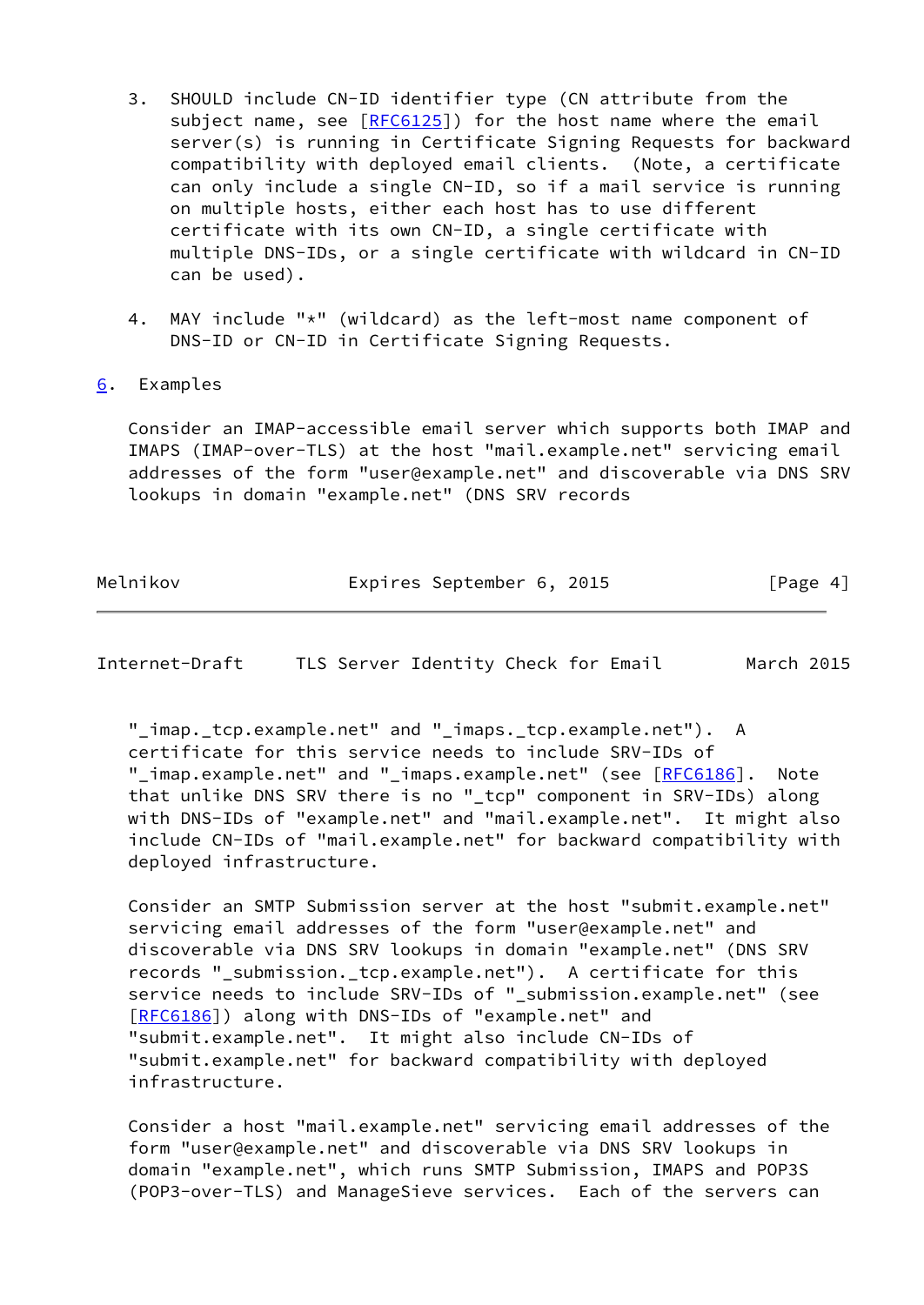3. SHOULD include CN-ID identifier type (CN attribute from the subject name, see [RFC6125]) for the host name where the email server(s) is running in Certificate Signing Requests for backward compatibility with deployed email clients. (Note, a certificate can only include a single CN-ID, so if a mail service is running on multiple hosts, either each host has to use different certificate with its own CN-ID, a single certificate with multiple DNS-IDs, or a single certificate with wildcard in CN-ID can be used).

4. MAY include "*" (wildcard) as the left-most name component of DNS-ID or CN-ID in Certificate Signing Requests.

## 6. Examples

Consider an IMAP-accessible email server which supports both IMAP and IMAPS (IMAP-over-TLS) at the host "mail.example.net" servicing email addresses of the form "user@example.net" and discoverable via DNS SRV lookups in domain "example.net" (DNS SRV records "_imap._tcp.example.net" and "_imaps._tcp.example.net"). A certificate for this service needs to include SRV-IDs of "_imap.example.net" and "_imaps.example.net" (see [RFC6186]. Note that unlike DNS SRV there is no "_tcp" component in SRV-IDs) along with DNS-IDs of "example.net" and "mail.example.net". It might also include CN-IDs of "mail.example.net" for backward compatibility with deployed infrastructure.

Consider an SMTP Submission server at the host "submit.example.net" servicing email addresses of the form "user@example.net" and discoverable via DNS SRV lookups in domain "example.net" (DNS SRV records "_submission._tcp.example.net"). A certificate for this service needs to include SRV-IDs of "_submission.example.net" (see [RFC6186]) along with DNS-IDs of "example.net" and "submit.example.net". It might also include CN-IDs of "submit.example.net" for backward compatibility with deployed infrastructure.

Consider a host "mail.example.net" servicing email addresses of the form "user@example.net" and discoverable via DNS SRV lookups in domain "example.net", which runs SMTP Submission, IMAPS and POP3S (POP3-over-TLS) and ManageSieve services. Each of the servers can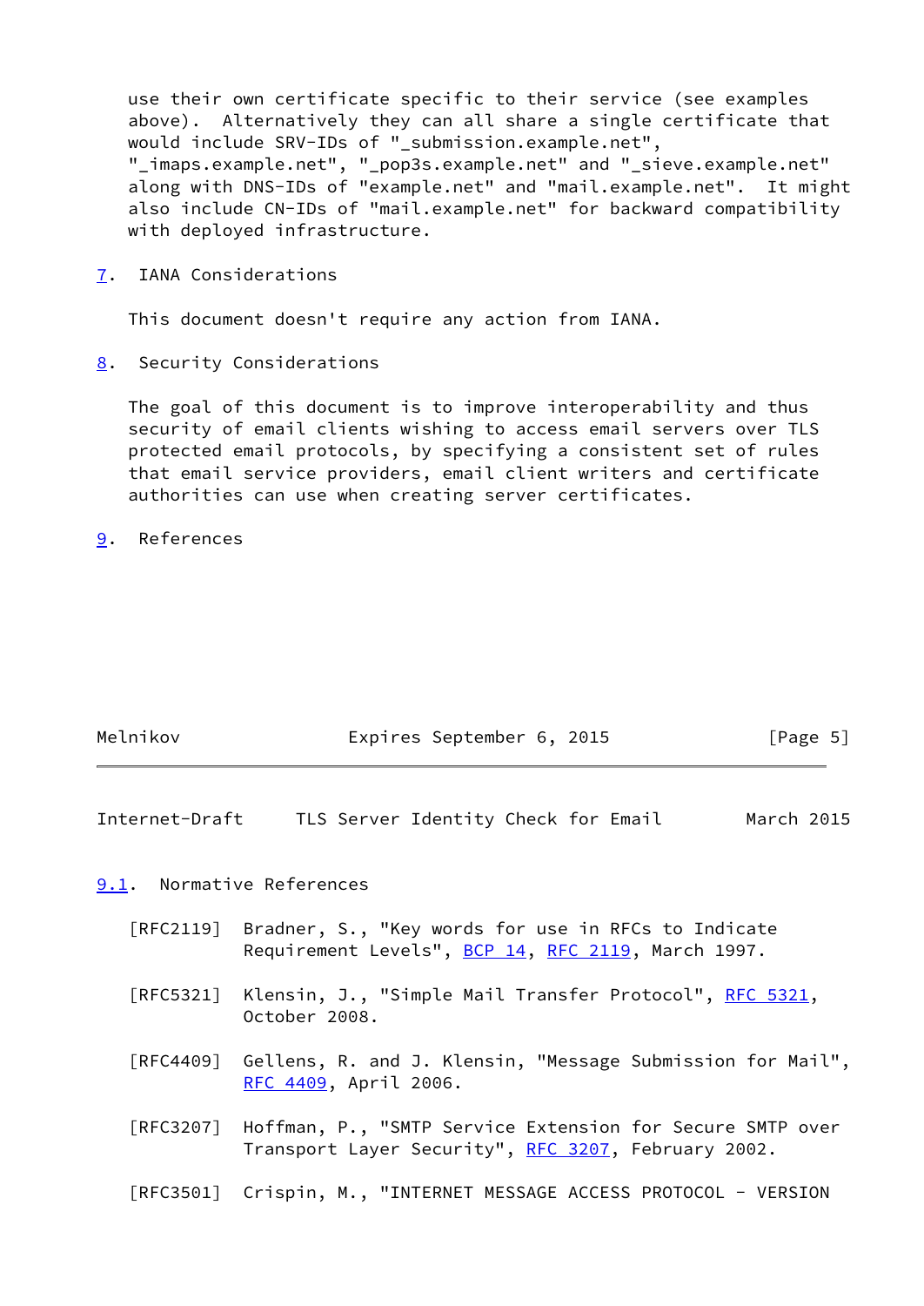use their own certificate specific to their service (see examples above). Alternatively they can all share a single certificate that would include SRV-IDs of "_submission.example.net", "_imaps.example.net", "_pop3s.example.net" and "_sieve.example.net" along with DNS-IDs of "example.net" and "mail.example.net". It might also include CN-IDs of "mail.example.net" for backward compatibility with deployed infrastructure.

## 7. IANA Considerations

This document doesn't require any action from IANA.

## 8. Security Considerations

The goal of this document is to improve interoperability and thus security of email clients wishing to access email servers over TLS protected email protocols, by specifying a consistent set of rules that email service providers, email client writers and certificate authorities can use when creating server certificates.

## 9. References

### 9.1. Normative References

[RFC2119] Bradner, S., "Key words for use in RFCs to Indicate Requirement Levels", BCP 14, RFC 2119, March 1997.

[RFC5321] Klensin, J., "Simple Mail Transfer Protocol", RFC 5321, October 2008.

[RFC4409] Gellens, R. and J. Klensin, "Message Submission for Mail", RFC 4409, April 2006.

[RFC3207] Hoffman, P., "SMTP Service Extension for Secure SMTP over Transport Layer Security", RFC 3207, February 2002.

[RFC3501] Crispin, M., "INTERNET MESSAGE ACCESS PROTOCOL - VERSION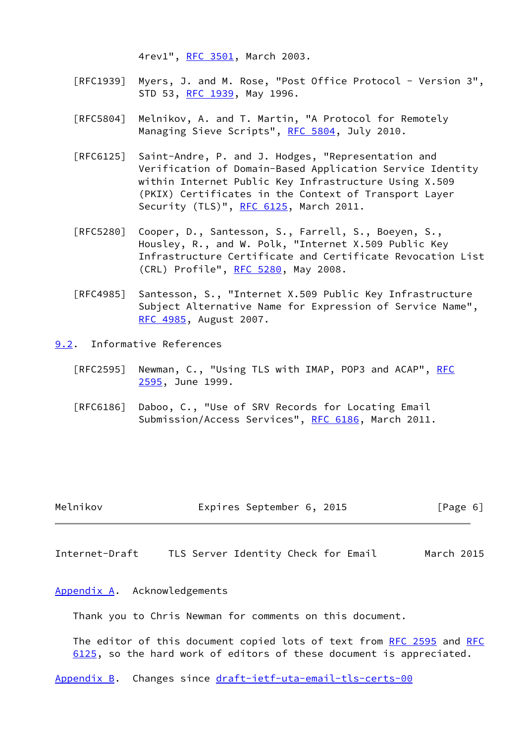4rev1", RFC 3501, March 2003.

[RFC1939] Myers, J. and M. Rose, "Post Office Protocol - Version 3", STD 53, RFC 1939, May 1996.

[RFC5804] Melnikov, A. and T. Martin, "A Protocol for Remotely Managing Sieve Scripts", RFC 5804, July 2010.

[RFC6125] Saint-Andre, P. and J. Hodges, "Representation and Verification of Domain-Based Application Service Identity within Internet Public Key Infrastructure Using X.509 (PKIX) Certificates in the Context of Transport Layer Security (TLS)", RFC 6125, March 2011.

[RFC5280] Cooper, D., Santesson, S., Farrell, S., Boeyen, S., Housley, R., and W. Polk, "Internet X.509 Public Key Infrastructure Certificate and Certificate Revocation List (CRL) Profile", RFC 5280, May 2008.

[RFC4985] Santesson, S., "Internet X.509 Public Key Infrastructure Subject Alternative Name for Expression of Service Name", RFC 4985, August 2007.

### 9.2. Informative References

[RFC2595] Newman, C., "Using TLS with IMAP, POP3 and ACAP", RFC 2595, June 1999.

[RFC6186] Daboo, C., "Use of SRV Records for Locating Email Submission/Access Services", RFC 6186, March 2011.

## Appendix A. Acknowledgements

Thank you to Chris Newman for comments on this document.

The editor of this document copied lots of text from RFC 2595 and RFC 6125, so the hard work of editors of these document is appreciated.

## Appendix B. Changes since draft-ietf-uta-email-tls-certs-00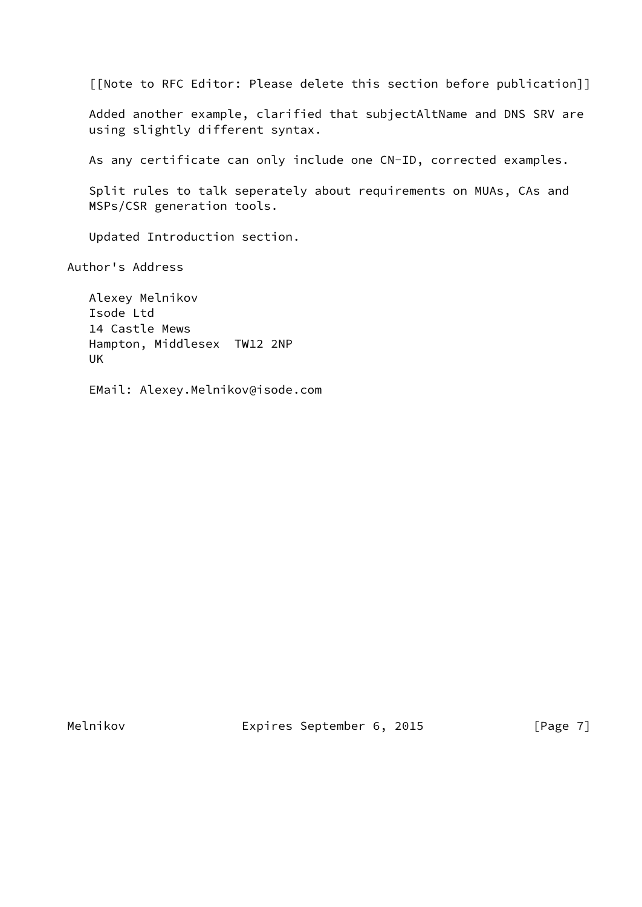[[Note to RFC Editor: Please delete this section before publication]]

Added another example, clarified that subjectAltName and DNS SRV are using slightly different syntax.

As any certificate can only include one CN-ID, corrected examples.

Split rules to talk seperately about requirements on MUAs, CAs and MSPs/CSR generation tools.

Updated Introduction section.

## Author's Address

Alexey Melnikov
Isode Ltd
14 Castle Mews
Hampton, Middlesex  TW12 2NP
UK

EMail: Alexey.Melnikov@isode.com